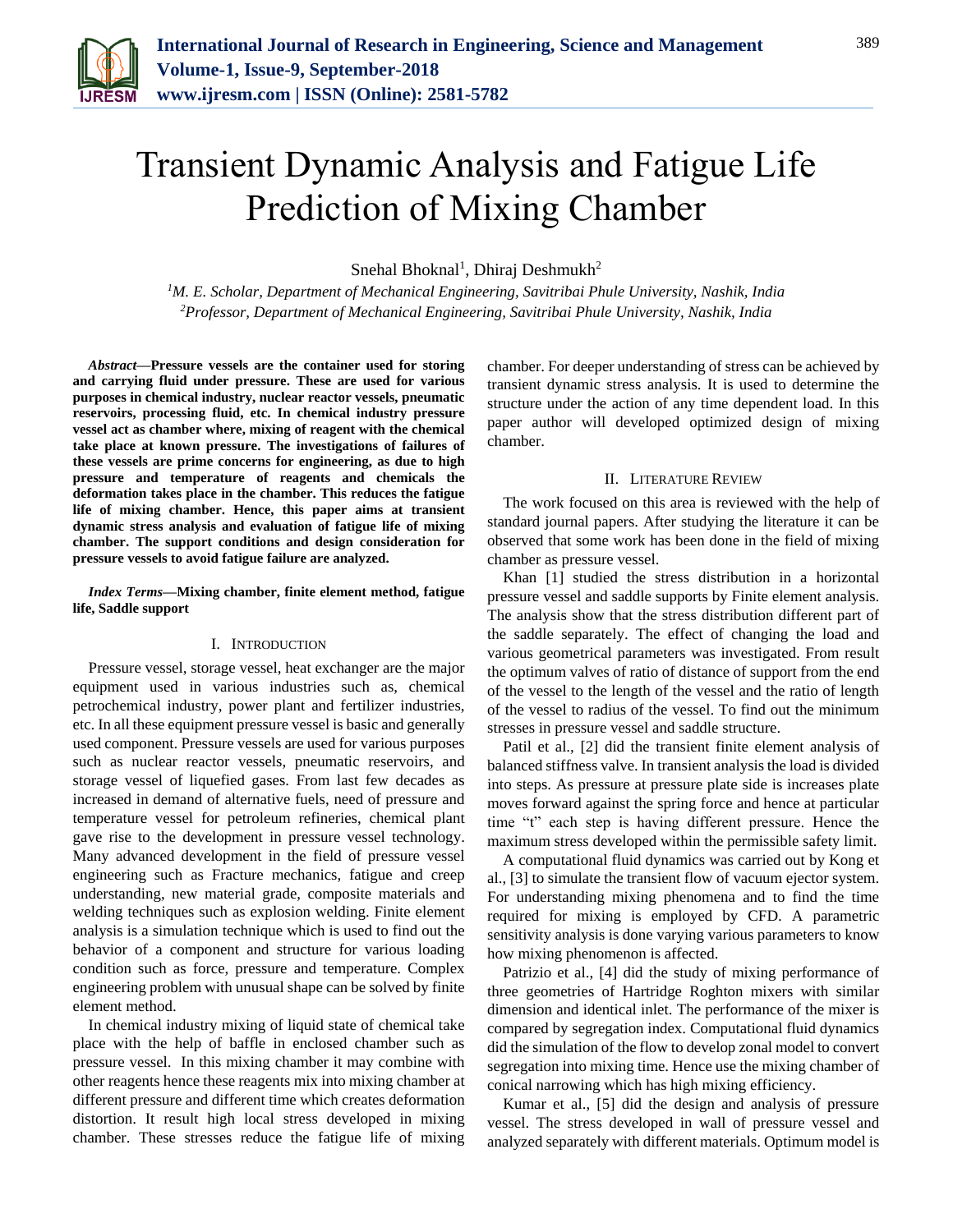# Transient Dynamic Analysis and Fatigue Life Prediction of Mixing Chamber

Snehal Bhoknal[1], Dhiraj Deshmukh[2]

[1]*M. E. Scholar, Department of Mechanical Engineering, Savitribai Phule University, Nashik, India*
[2]*Professor, Department of Mechanical Engineering, Savitribai Phule University, Nashik, India*

***Abstract*—Pressure vessels are the container used for storing and carrying fluid under pressure. These are used for various purposes in chemical industry, nuclear reactor vessels, pneumatic reservoirs, processing fluid, etc. In chemical industry pressure vessel act as chamber where, mixing of reagent with the chemical take place at known pressure. The investigations of failures of these vessels are prime concerns for engineering, as due to high pressure and temperature of reagents and chemicals the deformation takes place in the chamber. This reduces the fatigue life of mixing chamber. Hence, this paper aims at transient dynamic stress analysis and evaluation of fatigue life of mixing chamber. The support conditions and design consideration for pressure vessels to avoid fatigue failure are analyzed.**

***Index Terms*—Mixing chamber, finite element method, fatigue life, Saddle support**

## I. Introduction

Pressure vessel, storage vessel, heat exchanger are the major equipment used in various industries such as, chemical petrochemical industry, power plant and fertilizer industries, etc. In all these equipment pressure vessel is basic and generally used component. Pressure vessels are used for various purposes such as nuclear reactor vessels, pneumatic reservoirs, and storage vessel of liquefied gases. From last few decades as increased in demand of alternative fuels, need of pressure and temperature vessel for petroleum refineries, chemical plant gave rise to the development in pressure vessel technology. Many advanced development in the field of pressure vessel engineering such as Fracture mechanics, fatigue and creep understanding, new material grade, composite materials and welding techniques such as explosion welding. Finite element analysis is a simulation technique which is used to find out the behavior of a component and structure for various loading condition such as force, pressure and temperature. Complex engineering problem with unusual shape can be solved by finite element method.

In chemical industry mixing of liquid state of chemical take place with the help of baffle in enclosed chamber such as pressure vessel. In this mixing chamber it may combine with other reagents hence these reagents mix into mixing chamber at different pressure and different time which creates deformation distortion. It result high local stress developed in mixing chamber. These stresses reduce the fatigue life of mixing chamber. For deeper understanding of stress can be achieved by transient dynamic stress analysis. It is used to determine the structure under the action of any time dependent load. In this paper author will developed optimized design of mixing chamber.

## II. Literature Review

The work focused on this area is reviewed with the help of standard journal papers. After studying the literature it can be observed that some work has been done in the field of mixing chamber as pressure vessel.

Khan [1] studied the stress distribution in a horizontal pressure vessel and saddle supports by Finite element analysis. The analysis show that the stress distribution different part of the saddle separately. The effect of changing the load and various geometrical parameters was investigated. From result the optimum valves of ratio of distance of support from the end of the vessel to the length of the vessel and the ratio of length of the vessel to radius of the vessel. To find out the minimum stresses in pressure vessel and saddle structure.

Patil et al., [2] did the transient finite element analysis of balanced stiffness valve. In transient analysis the load is divided into steps. As pressure at pressure plate side is increases plate moves forward against the spring force and hence at particular time "t" each step is having different pressure. Hence the maximum stress developed within the permissible safety limit.

A computational fluid dynamics was carried out by Kong et al., [3] to simulate the transient flow of vacuum ejector system. For understanding mixing phenomena and to find the time required for mixing is employed by CFD. A parametric sensitivity analysis is done varying various parameters to know how mixing phenomenon is affected.

Patrizio et al., [4] did the study of mixing performance of three geometries of Hartridge Roghton mixers with similar dimension and identical inlet. The performance of the mixer is compared by segregation index. Computational fluid dynamics did the simulation of the flow to develop zonal model to convert segregation into mixing time. Hence use the mixing chamber of conical narrowing which has high mixing efficiency.

Kumar et al., [5] did the design and analysis of pressure vessel. The stress developed in wall of pressure vessel and analyzed separately with different materials. Optimum model is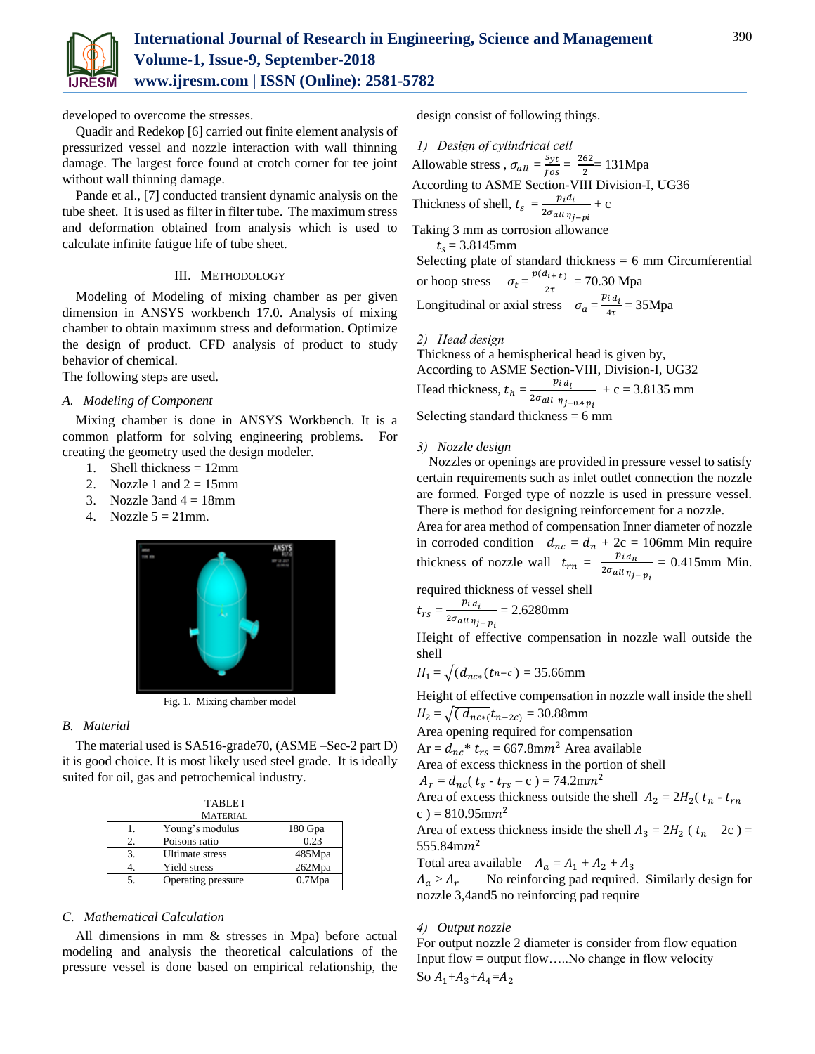developed to overcome the stresses.

Quadir and Redekop [6] carried out finite element analysis of pressurized vessel and nozzle interaction with wall thinning damage. The largest force found at crotch corner for tee joint without wall thinning damage.

Pande et al., [7] conducted transient dynamic analysis on the tube sheet. It is used as filter in filter tube. The maximum stress and deformation obtained from analysis which is used to calculate infinite fatigue life of tube sheet.

## III. Methodology

Modeling of Modeling of mixing chamber as per given dimension in ANSYS workbench 17.0. Analysis of mixing chamber to obtain maximum stress and deformation. Optimize the design of product. CFD analysis of product to study behavior of chemical.

The following steps are used.

### A. Modeling of Component

Mixing chamber is done in ANSYS Workbench. It is a common platform for solving engineering problems. For creating the geometry used the design modeler.

1. Shell thickness = 12mm
2. Nozzle 1 and 2 = 15mm
3. Nozzle 3and 4 = 18mm
4. Nozzle 5 = 21mm.

Fig. 1. Mixing chamber model

### B. Material

The material used is SA516-grade70, (ASME –Sec-2 part D) it is good choice. It is most likely used steel grade. It is ideally suited for oil, gas and petrochemical industry.

TABLE I
Material

| | | |
|---|---|---|
| 1. | Young's modulus | 180 Gpa |
| 2. | Poisons ratio | 0.23 |
| 3. | Ultimate stress | 485Mpa |
| 4. | Yield stress | 262Mpa |
| 5. | Operating pressure | 0.7Mpa |

### C. Mathematical Calculation

All dimensions in mm & stresses in Mpa) before actual modeling and analysis the theoretical calculations of the pressure vessel is done based on empirical relationship, the design consist of following things.

#### 1) Design of cylindrical cell

Allowable stress , $\sigma_{all} = \frac{S_{yt}}{fos} = \frac{262}{2} = 131$Mpa

According to ASME Section-VIII Division-I, UG36

Thickness of shell, $t_s = \frac{p_i d_i}{2\sigma_{all}\,\eta_{j-pi}} + c$

Taking 3 mm as corrosion allowance

$t_s = 3.8145$mm

Selecting plate of standard thickness = 6 mm Circumferential or hoop stress $\sigma_t = \frac{p(d_{i+t})}{2\tau} = 70.30$ Mpa

Longitudinal or axial stress $\sigma_a = \frac{p_i d_i}{4\tau} = 35$Mpa

#### 2) Head design

Thickness of a hemispherical head is given by,

According to ASME Section-VIII, Division-I, UG32

Head thickness, $t_h = \frac{p_i d_i}{2\sigma_{all}\,\eta_{j-0.4\,p_i}} + c = 3.8135$ mm

Selecting standard thickness = 6 mm

#### 3) Nozzle design

Nozzles or openings are provided in pressure vessel to satisfy certain requirements such as inlet outlet connection the nozzle are formed. Forged type of nozzle is used in pressure vessel. There is method for designing reinforcement for a nozzle.

Area for area method of compensation Inner diameter of nozzle in corroded condition $d_{nc} = d_n + 2c = 106$mm Min require thickness of nozzle wall $t_{rn} = \frac{p_i d_n}{2\sigma_{all}\,\eta_{j-}\,p_i} = 0.415$mm Min. required thickness of vessel shell

$t_{rs} = \frac{p_i d_i}{2\sigma_{all}\,\eta_{j-}\,p_i} = 2.6280$mm

Height of effective compensation in nozzle wall outside the shell

$H_1 = \sqrt{(d_{nc*}}(t_{n-c}) = 35.66$mm

Height of effective compensation in nozzle wall inside the shell

$H_2 = \sqrt{(d_{nc*(}}t_{n-2c)} = 30.88$mm

Area opening required for compensation

Ar = $d_{nc} * t_{rs} = 667.8mm^2$ Area available

Area of excess thickness in the portion of shell

$A_r = d_{nc}(t_s - t_{rs} - c) = 74.2mm^2$

Area of excess thickness outside the shell $A_2 = 2H_2(t_n - t_{rn} - c) = 810.95mm^2$

Area of excess thickness inside the shell $A_3 = 2H_2(t_n - 2c) = 555.84mm^2$

Total area available $A_a = A_1 + A_2 + A_3$

$A_a > A_r$ No reinforcing pad required. Similarly design for nozzle 3,4and5 no reinforcing pad require

#### 4) Output nozzle

For output nozzle 2 diameter is consider from flow equation

Input flow = output flow…..No change in flow velocity

So $A_1$+$A_3$+$A_4$=$A_2$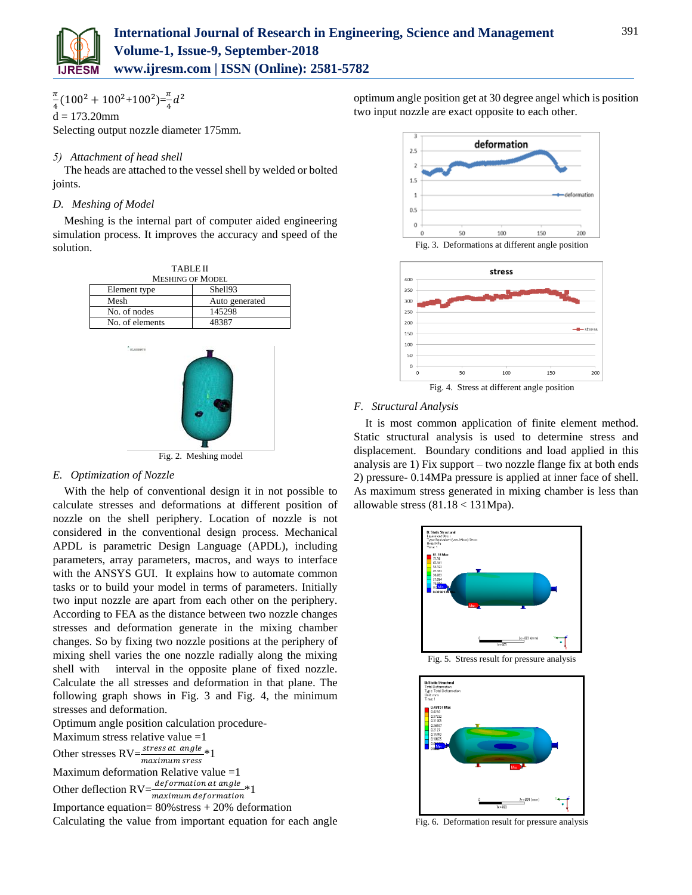$$\frac{\pi}{4}(100^2 + 100^2 + 100^2) = \frac{\pi}{4}d^2$$

d = 173.20mm

Selecting output nozzle diameter 175mm.

*5) Attachment of head shell*

The heads are attached to the vessel shell by welded or bolted joints.

### D. Meshing of Model

Meshing is the internal part of computer aided engineering simulation process. It improves the accuracy and speed of the solution.

TABLE II
MESHING OF MODEL

| | |
|---|---|
| Element type | Shell93 |
| Mesh | Auto generated |
| No. of nodes | 145298 |
| No. of elements | 48387 |

Fig. 2. Meshing model

### E. Optimization of Nozzle

With the help of conventional design it in not possible to calculate stresses and deformations at different position of nozzle on the shell periphery. Location of nozzle is not considered in the conventional design process. Mechanical APDL is parametric Design Language (APDL), including parameters, array parameters, macros, and ways to interface with the ANSYS GUI. It explains how to automate common tasks or to build your model in terms of parameters. Initially two input nozzle are apart from each other on the periphery. According to FEA as the distance between two nozzle changes stresses and deformation generate in the mixing chamber changes. So by fixing two nozzle positions at the periphery of mixing shell varies the one nozzle radially along the mixing shell with interval in the opposite plane of fixed nozzle. Calculate the all stresses and deformation in that plane. The following graph shows in Fig. 3 and Fig. 4, the minimum stresses and deformation.

Optimum angle position calculation procedure-

Maximum stress relative value =1

Other stresses RV=$\frac{stress\ at\ angle}{maximum\ sress}$*1

Maximum deformation Relative value =1

Other deflection RV=$\frac{deformation\ at\ angle}{maximum\ deformation}$*1

Importance equation= 80%stress + 20% deformation

Calculating the value from important equation for each angle optimum angle position get at 30 degree angel which is position two input nozzle are exact opposite to each other.

deformation
3
2.5
2
1.5
1
0.5
0
0 50 100 150 200
deformation

Fig. 3. Deformations at different angle position

stress
400
350
300
250
200
150
100
50
0
0 50 100 150 200
stress

Fig. 4. Stress at different angle position

### F. Structural Analysis

It is most common application of finite element method. Static structural analysis is used to determine stress and displacement. Boundary conditions and load applied in this analysis are 1) Fix support – two nozzle flange fix at both ends 2) pressure- 0.14MPa pressure is applied at inner face of shell. As maximum stress generated in mixing chamber is less than allowable stress (81.18 < 131Mpa).

Fig. 5. Stress result for pressure analysis

Fig. 6. Deformation result for pressure analysis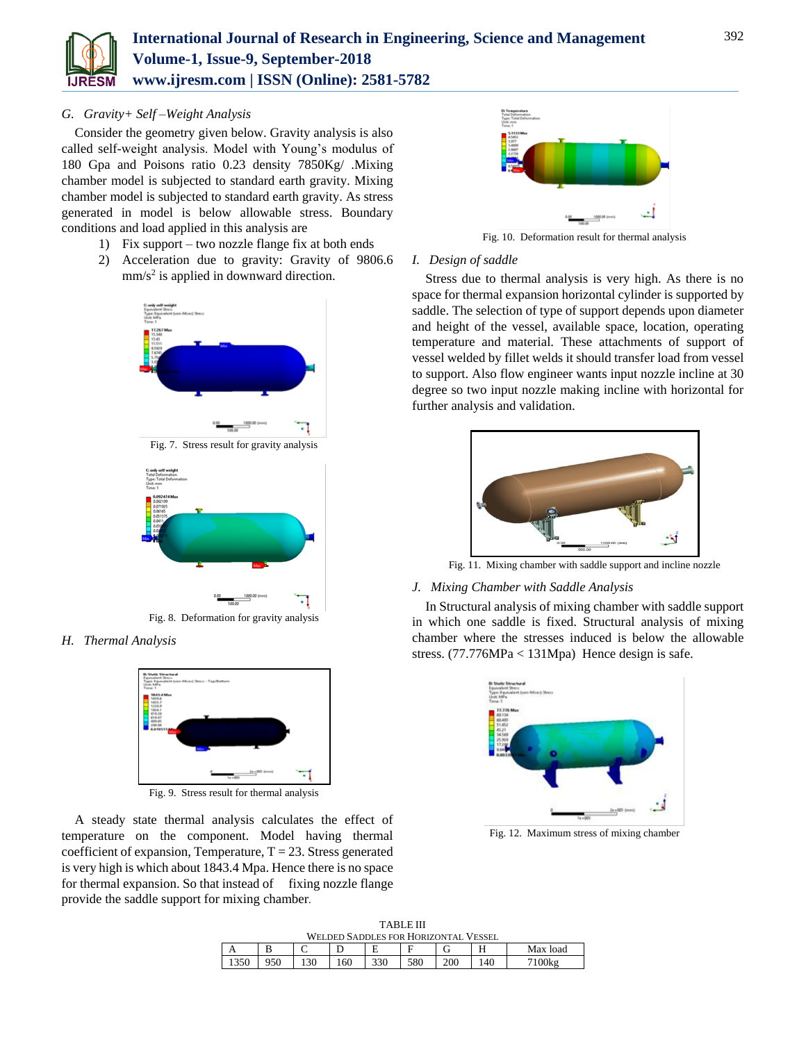### G. Gravity+ Self –Weight Analysis

Consider the geometry given below. Gravity analysis is also called self-weight analysis. Model with Young's modulus of 180 Gpa and Poisons ratio 0.23 density 7850Kg/ .Mixing chamber model is subjected to standard earth gravity. Mixing chamber model is subjected to standard earth gravity. As stress generated in model is below allowable stress. Boundary conditions and load applied in this analysis are

1) Fix support – two nozzle flange fix at both ends
2) Acceleration due to gravity: Gravity of 9806.6 $mm/s^2$ is applied in downward direction.

Fig. 7. Stress result for gravity analysis

Fig. 8. Deformation for gravity analysis

### H. Thermal Analysis

Fig. 9. Stress result for thermal analysis

A steady state thermal analysis calculates the effect of temperature on the component. Model having thermal coefficient of expansion, Temperature, T = 23. Stress generated is very high is which about 1843.4 Mpa. Hence there is no space for thermal expansion. So that instead of fixing nozzle flange provide the saddle support for mixing chamber.

Fig. 10. Deformation result for thermal analysis

### I. Design of saddle

Stress due to thermal analysis is very high. As there is no space for thermal expansion horizontal cylinder is supported by saddle. The selection of type of support depends upon diameter and height of the vessel, available space, location, operating temperature and material. These attachments of support of vessel welded by fillet welds it should transfer load from vessel to support. Also flow engineer wants input nozzle incline at 30 degree so two input nozzle making incline with horizontal for further analysis and validation.

Fig. 11. Mixing chamber with saddle support and incline nozzle

### J. Mixing Chamber with Saddle Analysis

In Structural analysis of mixing chamber with saddle support in which one saddle is fixed. Structural analysis of mixing chamber where the stresses induced is below the allowable stress. (77.776MPa < 131Mpa) Hence design is safe.

Fig. 12. Maximum stress of mixing chamber

TABLE III
WELDED SADDLES FOR HORIZONTAL VESSEL

| A | B | C | D | E | F | G | H | Max load |
|---|---|---|---|---|---|---|---|---|
| 1350 | 950 | 130 | 160 | 330 | 580 | 200 | 140 | 7100kg |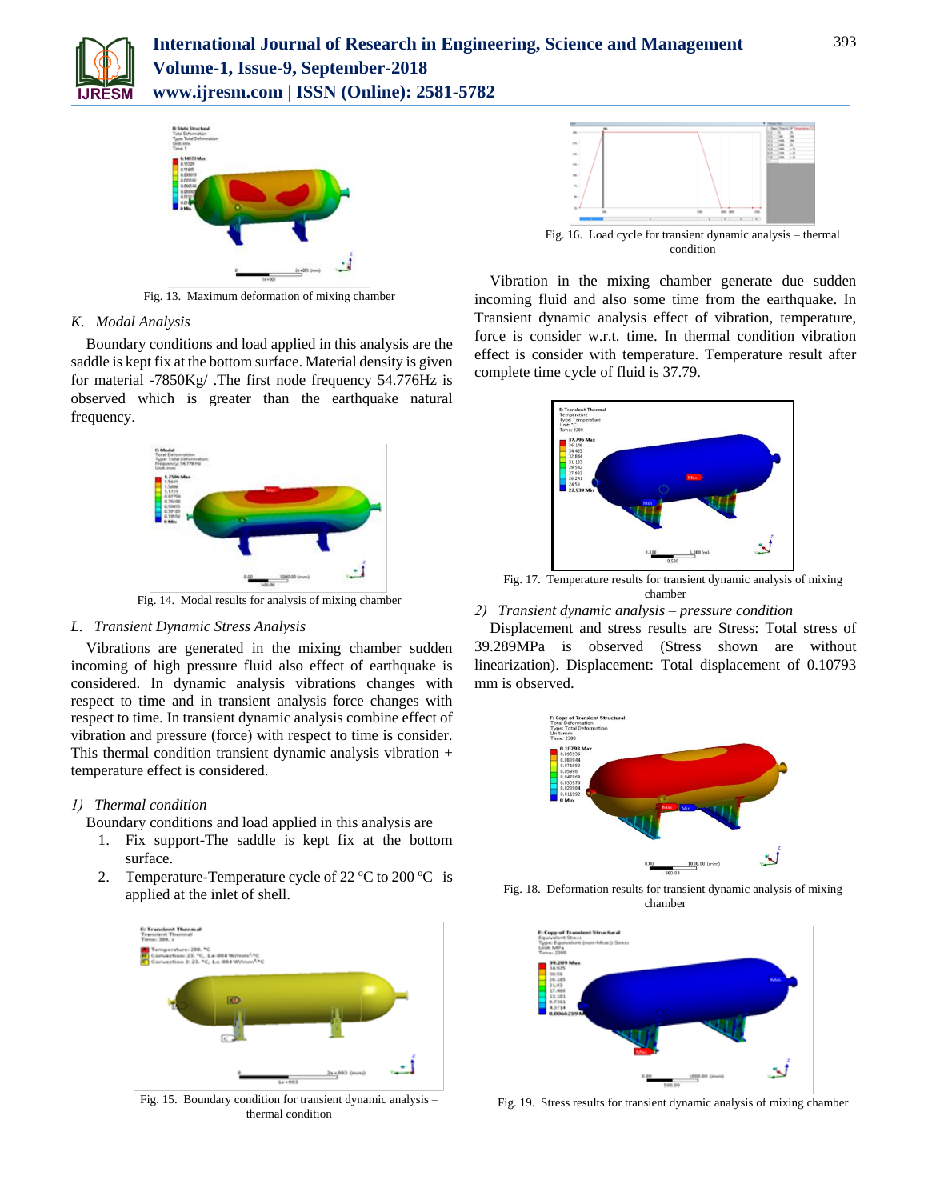Fig. 13. Maximum deformation of mixing chamber

### K. Modal Analysis

Boundary conditions and load applied in this analysis are the saddle is kept fix at the bottom surface. Material density is given for material -7850Kg/ .The first node frequency 54.776Hz is observed which is greater than the earthquake natural frequency.

Fig. 14. Modal results for analysis of mixing chamber

### L. Transient Dynamic Stress Analysis

Vibrations are generated in the mixing chamber sudden incoming of high pressure fluid also effect of earthquake is considered. In dynamic analysis vibrations changes with respect to time and in transient analysis force changes with respect to time. In transient dynamic analysis combine effect of vibration and pressure (force) with respect to time is consider. This thermal condition transient dynamic analysis vibration + temperature effect is considered.

#### 1) Thermal condition

Boundary conditions and load applied in this analysis are

1. Fix support-The saddle is kept fix at the bottom surface.
2. Temperature-Temperature cycle of 22 $^{o}$C to 200 $^{o}$C is applied at the inlet of shell.

Fig. 15. Boundary condition for transient dynamic analysis – thermal condition

Fig. 16. Load cycle for transient dynamic analysis – thermal condition

Vibration in the mixing chamber generate due sudden incoming fluid and also some time from the earthquake. In Transient dynamic analysis effect of vibration, temperature, force is consider w.r.t. time. In thermal condition vibration effect is consider with temperature. Temperature result after complete time cycle of fluid is 37.79.

Fig. 17. Temperature results for transient dynamic analysis of mixing chamber

#### 2) Transient dynamic analysis – pressure condition

Displacement and stress results are Stress: Total stress of 39.289MPa is observed (Stress shown are without linearization). Displacement: Total displacement of 0.10793 mm is observed.

Fig. 18. Deformation results for transient dynamic analysis of mixing chamber

Fig. 19. Stress results for transient dynamic analysis of mixing chamber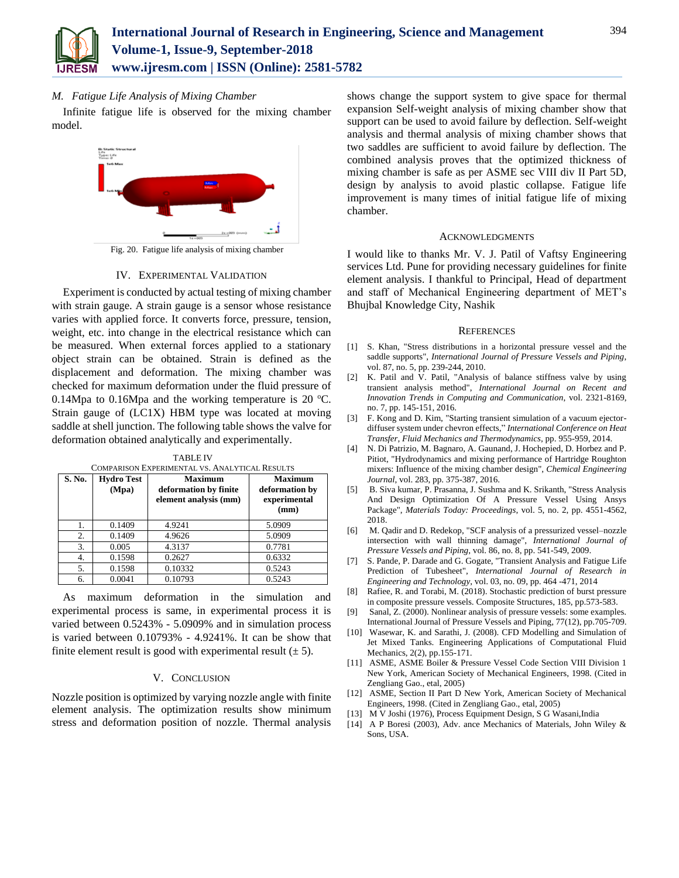### M. Fatigue Life Analysis of Mixing Chamber

Infinite fatigue life is observed for the mixing chamber model.

Fig. 20. Fatigue life analysis of mixing chamber

## IV. Experimental Validation

Experiment is conducted by actual testing of mixing chamber with strain gauge. A strain gauge is a sensor whose resistance varies with applied force. It converts force, pressure, tension, weight, etc. into change in the electrical resistance which can be measured. When external forces applied to a stationary object strain can be obtained. Strain is defined as the displacement and deformation. The mixing chamber was checked for maximum deformation under the fluid pressure of 0.14Mpa to 0.16Mpa and the working temperature is 20 $^{o}$C. Strain gauge of (LC1X) HBM type was located at moving saddle at shell junction. The following table shows the valve for deformation obtained analytically and experimentally.

TABLE IV
Comparison Experimental vs. Analytical Results

| S. No. | Hydro Test (Mpa) | Maximum deformation by finite element analysis (mm) | Maximum deformation by experimental (mm) |
|---|---|---|---|
| 1. | 0.1409 | 4.9241 | 5.0909 |
| 2. | 0.1409 | 4.9626 | 5.0909 |
| 3. | 0.005 | 4.3137 | 0.7781 |
| 4. | 0.1598 | 0.2627 | 0.6332 |
| 5. | 0.1598 | 0.10332 | 0.5243 |
| 6. | 0.0041 | 0.10793 | 0.5243 |

As maximum deformation in the simulation and experimental process is same, in experimental process it is varied between 0.5243% - 5.0909% and in simulation process is varied between 0.10793% - 4.9241%. It can be show that finite element result is good with experimental result (± 5).

## V. Conclusion

Nozzle position is optimized by varying nozzle angle with finite element analysis. The optimization results show minimum stress and deformation position of nozzle. Thermal analysis shows change the support system to give space for thermal expansion Self-weight analysis of mixing chamber show that support can be used to avoid failure by deflection. Self-weight analysis and thermal analysis of mixing chamber shows that two saddles are sufficient to avoid failure by deflection. The combined analysis proves that the optimized thickness of mixing chamber is safe as per ASME sec VIII div II Part 5D, design by analysis to avoid plastic collapse. Fatigue life improvement is many times of initial fatigue life of mixing chamber.

## Acknowledgments

I would like to thanks Mr. V. J. Patil of Vaftsy Engineering services Ltd. Pune for providing necessary guidelines for finite element analysis. I thankful to Principal, Head of department and staff of Mechanical Engineering department of MET's Bhujbal Knowledge City, Nashik

## References

[1] S. Khan, "Stress distributions in a horizontal pressure vessel and the saddle supports", *International Journal of Pressure Vessels and Piping*, vol. 87, no. 5, pp. 239-244, 2010.

[2] K. Patil and V. Patil, "Analysis of balance stiffness valve by using transient analysis method", *International Journal on Recent and Innovation Trends in Computing and Communication*, vol. 2321-8169, no. 7, pp. 145-151, 2016.

[3] F. Kong and D. Kim, "Starting transient simulation of a vacuum ejector-diffuser system under chevron effects," *International Conference on Heat Transfer, Fluid Mechanics and Thermodynamics*, pp. 955-959, 2014.

[4] N. Di Patrizio, M. Bagnaro, A. Gaunand, J. Hochepied, D. Horbez and P. Pitiot, "Hydrodynamics and mixing performance of Hartridge Roughton mixers: Influence of the mixing chamber design", *Chemical Engineering Journal*, vol. 283, pp. 375-387, 2016.

[5] B. Siva kumar, P. Prasanna, J. Sushma and K. Srikanth, "Stress Analysis And Design Optimization Of A Pressure Vessel Using Ansys Package", *Materials Today: Proceedings*, vol. 5, no. 2, pp. 4551-4562, 2018.

[6] M. Qadir and D. Redekop, "SCF analysis of a pressurized vessel–nozzle intersection with wall thinning damage", *International Journal of Pressure Vessels and Piping*, vol. 86, no. 8, pp. 541-549, 2009.

[7] S. Pande, P. Darade and G. Gogate, "Transient Analysis and Fatigue Life Prediction of Tubesheet", *International Journal of Research in Engineering and Technology*, vol. 03, no. 09, pp. 464 -471, 2014

[8] Rafiee, R. and Torabi, M. (2018). Stochastic prediction of burst pressure in composite pressure vessels. Composite Structures, 185, pp.573-583.

[9] Sanal, Z. (2000). Nonlinear analysis of pressure vessels: some examples. International Journal of Pressure Vessels and Piping, 77(12), pp.705-709.

[10] Wasewar, K. and Sarathi, J. (2008). CFD Modelling and Simulation of Jet Mixed Tanks. Engineering Applications of Computational Fluid Mechanics, 2(2), pp.155-171.

[11] ASME, ASME Boiler & Pressure Vessel Code Section VIII Division 1 New York, American Society of Mechanical Engineers, 1998. (Cited in Zengliang Gao., etal, 2005)

[12] ASME, Section II Part D New York, American Society of Mechanical Engineers, 1998. (Cited in Zengliang Gao., etal, 2005)

[13] M V Joshi (1976), Process Equipment Design, S G Wasani,India

[14] A P Boresi (2003), Adv. ance Mechanics of Materials, John Wiley & Sons, USA.